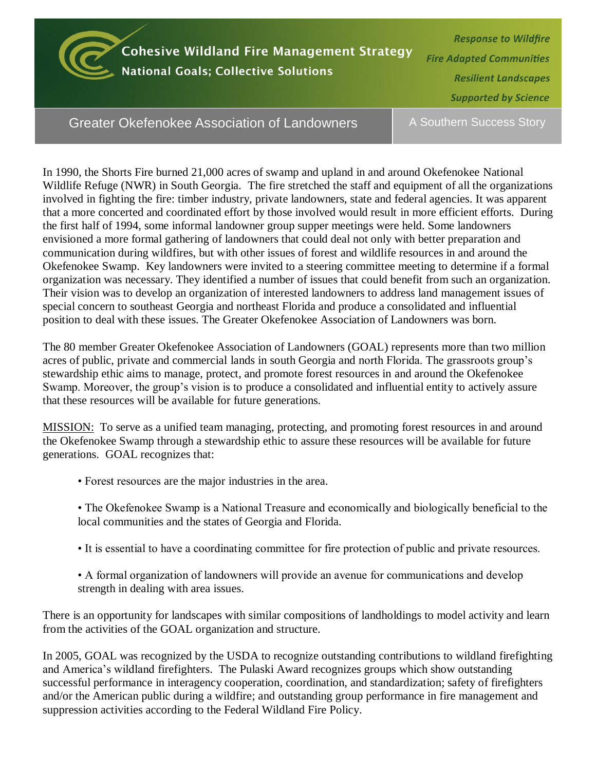# Cohesive Wildland Fire Management Strategy

**National Goals; Collective Solutions**

*Response to Wildfire*
*Fire Adapted Communities*
*Resilient Landscapes*
*Supported by Science*

## Greater Okefenokee Association of Landowners

A Southern Success Story

In 1990, the Shorts Fire burned 21,000 acres of swamp and upland in and around Okefenokee National Wildlife Refuge (NWR) in South Georgia. The fire stretched the staff and equipment of all the organizations involved in fighting the fire: timber industry, private landowners, state and federal agencies. It was apparent that a more concerted and coordinated effort by those involved would result in more efficient efforts. During the first half of 1994, some informal landowner group supper meetings were held. Some landowners envisioned a more formal gathering of landowners that could deal not only with better preparation and communication during wildfires, but with other issues of forest and wildlife resources in and around the Okefenokee Swamp. Key landowners were invited to a steering committee meeting to determine if a formal organization was necessary. They identified a number of issues that could benefit from such an organization. Their vision was to develop an organization of interested landowners to address land management issues of special concern to southeast Georgia and northeast Florida and produce a consolidated and influential position to deal with these issues. The Greater Okefenokee Association of Landowners was born.

The 80 member Greater Okefenokee Association of Landowners (GOAL) represents more than two million acres of public, private and commercial lands in south Georgia and north Florida. The grassroots group's stewardship ethic aims to manage, protect, and promote forest resources in and around the Okefenokee Swamp. Moreover, the group's vision is to produce a consolidated and influential entity to actively assure that these resources will be available for future generations.

<u>MISSION:</u> To serve as a unified team managing, protecting, and promoting forest resources in and around the Okefenokee Swamp through a stewardship ethic to assure these resources will be available for future generations. GOAL recognizes that:

- Forest resources are the major industries in the area.
- The Okefenokee Swamp is a National Treasure and economically and biologically beneficial to the local communities and the states of Georgia and Florida.
- It is essential to have a coordinating committee for fire protection of public and private resources.
- A formal organization of landowners will provide an avenue for communications and develop strength in dealing with area issues.

There is an opportunity for landscapes with similar compositions of landholdings to model activity and learn from the activities of the GOAL organization and structure.

In 2005, GOAL was recognized by the USDA to recognize outstanding contributions to wildland firefighting and America's wildland firefighters. The Pulaski Award recognizes groups which show outstanding successful performance in interagency cooperation, coordination, and standardization; safety of firefighters and/or the American public during a wildfire; and outstanding group performance in fire management and suppression activities according to the Federal Wildland Fire Policy.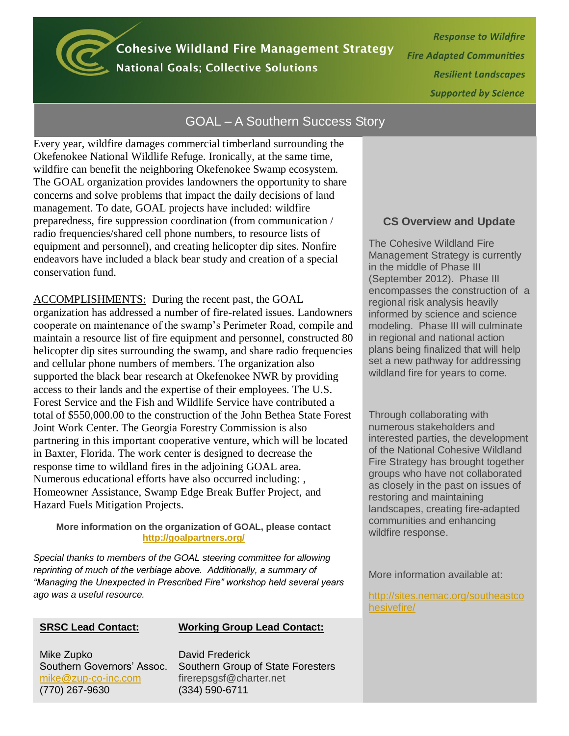# Cohesive Wildland Fire Management Strategy

National Goals; Collective Solutions

*Response to Wildfire*
*Fire Adapted Communities*
*Resilient Landscapes*
*Supported by Science*

## GOAL – A Southern Success Story

Every year, wildfire damages commercial timberland surrounding the Okefenokee National Wildlife Refuge. Ironically, at the same time, wildfire can benefit the neighboring Okefenokee Swamp ecosystem. The GOAL organization provides landowners the opportunity to share concerns and solve problems that impact the daily decisions of land management. To date, GOAL projects have included: wildfire preparedness, fire suppression coordination (from communication / radio frequencies/shared cell phone numbers, to resource lists of equipment and personnel), and creating helicopter dip sites. Nonfire endeavors have included a black bear study and creation of a special conservation fund.

ACCOMPLISHMENTS: During the recent past, the GOAL organization has addressed a number of fire-related issues. Landowners cooperate on maintenance of the swamp's Perimeter Road, compile and maintain a resource list of fire equipment and personnel, constructed 80 helicopter dip sites surrounding the swamp, and share radio frequencies and cellular phone numbers of members. The organization also supported the black bear research at Okefenokee NWR by providing access to their lands and the expertise of their employees. The U.S. Forest Service and the Fish and Wildlife Service have contributed a total of $550,000.00 to the construction of the John Bethea State Forest Joint Work Center. The Georgia Forestry Commission is also partnering in this important cooperative venture, which will be located in Baxter, Florida. The work center is designed to decrease the response time to wildland fires in the adjoining GOAL area. Numerous educational efforts have also occurred including: , Homeowner Assistance, Swamp Edge Break Buffer Project, and Hazard Fuels Mitigation Projects.

**More information on the organization of GOAL, please contact http://goalpartners.org/**

*Special thanks to members of the GOAL steering committee for allowing reprinting of much of the verbiage above. Additionally, a summary of "Managing the Unexpected in Prescribed Fire" workshop held several years ago was a useful resource.*

**SRSC Lead Contact:**

Mike Zupko
Southern Governors' Assoc.
mike@zup-co-inc.com
(770) 267-9630

**Working Group Lead Contact:**

David Frederick
Southern Group of State Foresters
firerepsgsf@charter.net
(334) 590-6711

### CS Overview and Update

The Cohesive Wildland Fire Management Strategy is currently in the middle of Phase III (September 2012). Phase III encompasses the construction of a regional risk analysis heavily informed by science and science modeling. Phase III will culminate in regional and national action plans being finalized that will help set a new pathway for addressing wildland fire for years to come.

Through collaborating with numerous stakeholders and interested parties, the development of the National Cohesive Wildland Fire Strategy has brought together groups who have not collaborated as closely in the past on issues of restoring and maintaining landscapes, creating fire-adapted communities and enhancing wildfire response.

More information available at:

http://sites.nemac.org/southeastcohesivefire/